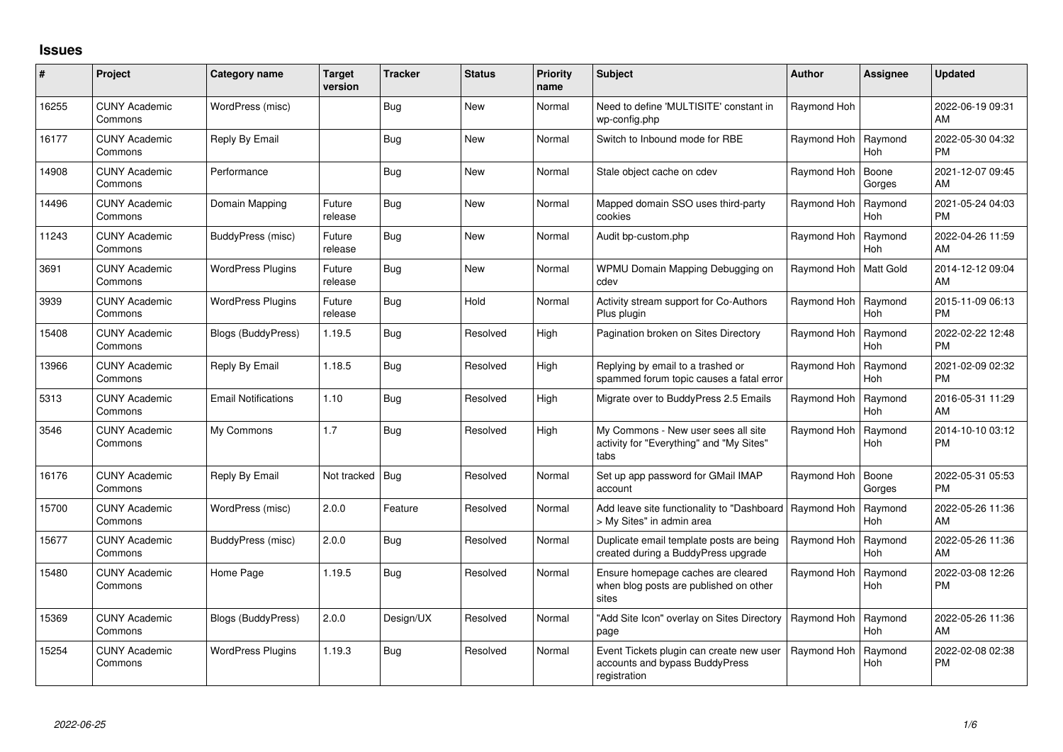## Issues

| # | Project | Category name | Target version | Tracker | Status | Priority name | Subject | Author | Assignee | Updated |
|---|---|---|---|---|---|---|---|---|---|---|
| 16255 | CUNY Academic Commons | WordPress (misc) | | Bug | New | Normal | Need to define 'MULTISITE' constant in wp-config.php | Raymond Hoh | | 2022-06-19 09:31 AM |
| 16177 | CUNY Academic Commons | Reply By Email | | Bug | New | Normal | Switch to Inbound mode for RBE | Raymond Hoh | Raymond Hoh | 2022-05-30 04:32 PM |
| 14908 | CUNY Academic Commons | Performance | | Bug | New | Normal | Stale object cache on cdev | Raymond Hoh | Boone Gorges | 2021-12-07 09:45 AM |
| 14496 | CUNY Academic Commons | Domain Mapping | Future release | Bug | New | Normal | Mapped domain SSO uses third-party cookies | Raymond Hoh | Raymond Hoh | 2021-05-24 04:03 PM |
| 11243 | CUNY Academic Commons | BuddyPress (misc) | Future release | Bug | New | Normal | Audit bp-custom.php | Raymond Hoh | Raymond Hoh | 2022-04-26 11:59 AM |
| 3691 | CUNY Academic Commons | WordPress Plugins | Future release | Bug | New | Normal | WPMU Domain Mapping Debugging on cdev | Raymond Hoh | Matt Gold | 2014-12-12 09:04 AM |
| 3939 | CUNY Academic Commons | WordPress Plugins | Future release | Bug | Hold | Normal | Activity stream support for Co-Authors Plus plugin | Raymond Hoh | Raymond Hoh | 2015-11-09 06:13 PM |
| 15408 | CUNY Academic Commons | Blogs (BuddyPress) | 1.19.5 | Bug | Resolved | High | Pagination broken on Sites Directory | Raymond Hoh | Raymond Hoh | 2022-02-22 12:48 PM |
| 13966 | CUNY Academic Commons | Reply By Email | 1.18.5 | Bug | Resolved | High | Replying by email to a trashed or spammed forum topic causes a fatal error | Raymond Hoh | Raymond Hoh | 2021-02-09 02:32 PM |
| 5313 | CUNY Academic Commons | Email Notifications | 1.10 | Bug | Resolved | High | Migrate over to BuddyPress 2.5 Emails | Raymond Hoh | Raymond Hoh | 2016-05-31 11:29 AM |
| 3546 | CUNY Academic Commons | My Commons | 1.7 | Bug | Resolved | High | My Commons - New user sees all site activity for "Everything" and "My Sites" tabs | Raymond Hoh | Raymond Hoh | 2014-10-10 03:12 PM |
| 16176 | CUNY Academic Commons | Reply By Email | Not tracked | Bug | Resolved | Normal | Set up app password for GMail IMAP account | Raymond Hoh | Boone Gorges | 2022-05-31 05:53 PM |
| 15700 | CUNY Academic Commons | WordPress (misc) | 2.0.0 | Feature | Resolved | Normal | Add leave site functionality to "Dashboard > My Sites" in admin area | Raymond Hoh | Raymond Hoh | 2022-05-26 11:36 AM |
| 15677 | CUNY Academic Commons | BuddyPress (misc) | 2.0.0 | Bug | Resolved | Normal | Duplicate email template posts are being created during a BuddyPress upgrade | Raymond Hoh | Raymond Hoh | 2022-05-26 11:36 AM |
| 15480 | CUNY Academic Commons | Home Page | 1.19.5 | Bug | Resolved | Normal | Ensure homepage caches are cleared when blog posts are published on other sites | Raymond Hoh | Raymond Hoh | 2022-03-08 12:26 PM |
| 15369 | CUNY Academic Commons | Blogs (BuddyPress) | 2.0.0 | Design/UX | Resolved | Normal | "Add Site Icon" overlay on Sites Directory page | Raymond Hoh | Raymond Hoh | 2022-05-26 11:36 AM |
| 15254 | CUNY Academic Commons | WordPress Plugins | 1.19.3 | Bug | Resolved | Normal | Event Tickets plugin can create new user accounts and bypass BuddyPress registration | Raymond Hoh | Raymond Hoh | 2022-02-08 02:38 PM |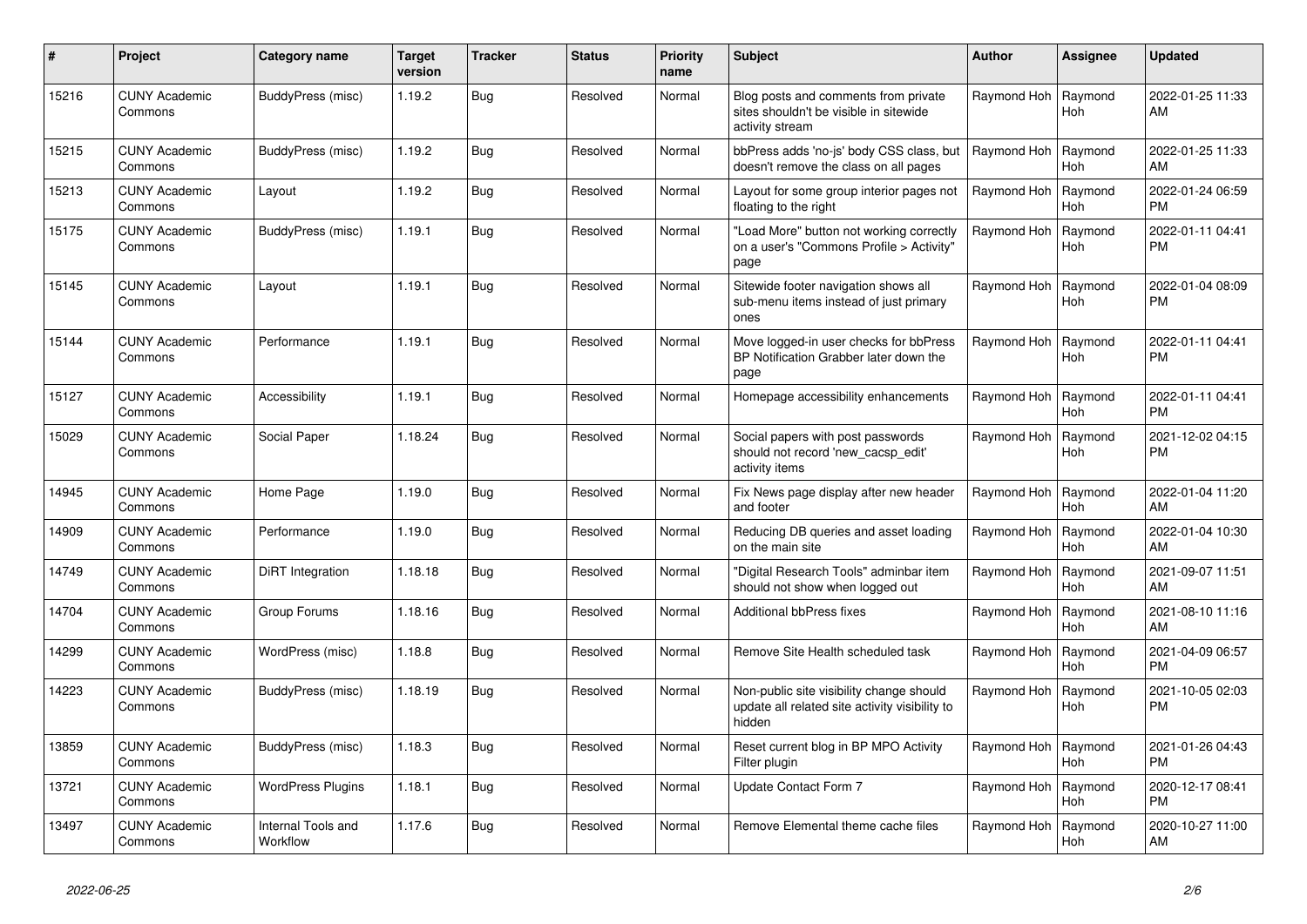| # | Project | Category name | Target version | Tracker | Status | Priority name | Subject | Author | Assignee | Updated |
|---|---|---|---|---|---|---|---|---|---|---|
| 15216 | CUNY Academic Commons | BuddyPress (misc) | 1.19.2 | Bug | Resolved | Normal | Blog posts and comments from private sites shouldn't be visible in sitewide activity stream | Raymond Hoh | Raymond Hoh | 2022-01-25 11:33 AM |
| 15215 | CUNY Academic Commons | BuddyPress (misc) | 1.19.2 | Bug | Resolved | Normal | bbPress adds 'no-js' body CSS class, but doesn't remove the class on all pages | Raymond Hoh | Raymond Hoh | 2022-01-25 11:33 AM |
| 15213 | CUNY Academic Commons | Layout | 1.19.2 | Bug | Resolved | Normal | Layout for some group interior pages not floating to the right | Raymond Hoh | Raymond Hoh | 2022-01-24 06:59 PM |
| 15175 | CUNY Academic Commons | BuddyPress (misc) | 1.19.1 | Bug | Resolved | Normal | "Load More" button not working correctly on a user's "Commons Profile > Activity" page | Raymond Hoh | Raymond Hoh | 2022-01-11 04:41 PM |
| 15145 | CUNY Academic Commons | Layout | 1.19.1 | Bug | Resolved | Normal | Sitewide footer navigation shows all sub-menu items instead of just primary ones | Raymond Hoh | Raymond Hoh | 2022-01-04 08:09 PM |
| 15144 | CUNY Academic Commons | Performance | 1.19.1 | Bug | Resolved | Normal | Move logged-in user checks for bbPress BP Notification Grabber later down the page | Raymond Hoh | Raymond Hoh | 2022-01-11 04:41 PM |
| 15127 | CUNY Academic Commons | Accessibility | 1.19.1 | Bug | Resolved | Normal | Homepage accessibility enhancements | Raymond Hoh | Raymond Hoh | 2022-01-11 04:41 PM |
| 15029 | CUNY Academic Commons | Social Paper | 1.18.24 | Bug | Resolved | Normal | Social papers with post passwords should not record 'new_cacsp_edit' activity items | Raymond Hoh | Raymond Hoh | 2021-12-02 04:15 PM |
| 14945 | CUNY Academic Commons | Home Page | 1.19.0 | Bug | Resolved | Normal | Fix News page display after new header and footer | Raymond Hoh | Raymond Hoh | 2022-01-04 11:20 AM |
| 14909 | CUNY Academic Commons | Performance | 1.19.0 | Bug | Resolved | Normal | Reducing DB queries and asset loading on the main site | Raymond Hoh | Raymond Hoh | 2022-01-04 10:30 AM |
| 14749 | CUNY Academic Commons | DiRT Integration | 1.18.18 | Bug | Resolved | Normal | "Digital Research Tools" adminbar item should not show when logged out | Raymond Hoh | Raymond Hoh | 2021-09-07 11:51 AM |
| 14704 | CUNY Academic Commons | Group Forums | 1.18.16 | Bug | Resolved | Normal | Additional bbPress fixes | Raymond Hoh | Raymond Hoh | 2021-08-10 11:16 AM |
| 14299 | CUNY Academic Commons | WordPress (misc) | 1.18.8 | Bug | Resolved | Normal | Remove Site Health scheduled task | Raymond Hoh | Raymond Hoh | 2021-04-09 06:57 PM |
| 14223 | CUNY Academic Commons | BuddyPress (misc) | 1.18.19 | Bug | Resolved | Normal | Non-public site visibility change should update all related site activity visibility to hidden | Raymond Hoh | Raymond Hoh | 2021-10-05 02:03 PM |
| 13859 | CUNY Academic Commons | BuddyPress (misc) | 1.18.3 | Bug | Resolved | Normal | Reset current blog in BP MPO Activity Filter plugin | Raymond Hoh | Raymond Hoh | 2021-01-26 04:43 PM |
| 13721 | CUNY Academic Commons | WordPress Plugins | 1.18.1 | Bug | Resolved | Normal | Update Contact Form 7 | Raymond Hoh | Raymond Hoh | 2020-12-17 08:41 PM |
| 13497 | CUNY Academic Commons | Internal Tools and Workflow | 1.17.6 | Bug | Resolved | Normal | Remove Elemental theme cache files | Raymond Hoh | Raymond Hoh | 2020-10-27 11:00 AM |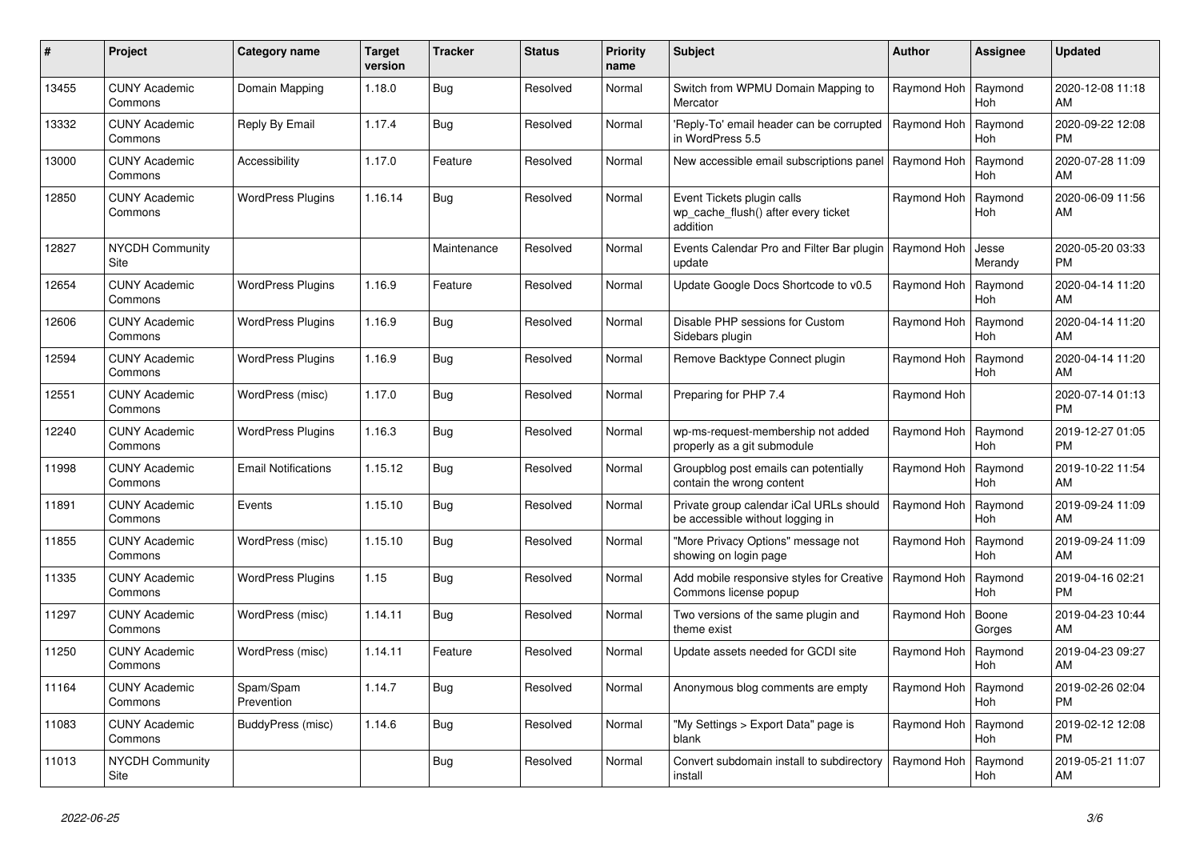| # | Project | Category name | Target version | Tracker | Status | Priority name | Subject | Author | Assignee | Updated |
|---|---|---|---|---|---|---|---|---|---|---|
| 13455 | CUNY Academic Commons | Domain Mapping | 1.18.0 | Bug | Resolved | Normal | Switch from WPMU Domain Mapping to Mercator | Raymond Hoh | Raymond Hoh | 2020-12-08 11:18 AM |
| 13332 | CUNY Academic Commons | Reply By Email | 1.17.4 | Bug | Resolved | Normal | 'Reply-To' email header can be corrupted in WordPress 5.5 | Raymond Hoh | Raymond Hoh | 2020-09-22 12:08 PM |
| 13000 | CUNY Academic Commons | Accessibility | 1.17.0 | Feature | Resolved | Normal | New accessible email subscriptions panel | Raymond Hoh | Raymond Hoh | 2020-07-28 11:09 AM |
| 12850 | CUNY Academic Commons | WordPress Plugins | 1.16.14 | Bug | Resolved | Normal | Event Tickets plugin calls wp_cache_flush() after every ticket addition | Raymond Hoh | Raymond Hoh | 2020-06-09 11:56 AM |
| 12827 | NYCDH Community Site | | | Maintenance | Resolved | Normal | Events Calendar Pro and Filter Bar plugin update | Raymond Hoh | Jesse Merandy | 2020-05-20 03:33 PM |
| 12654 | CUNY Academic Commons | WordPress Plugins | 1.16.9 | Feature | Resolved | Normal | Update Google Docs Shortcode to v0.5 | Raymond Hoh | Raymond Hoh | 2020-04-14 11:20 AM |
| 12606 | CUNY Academic Commons | WordPress Plugins | 1.16.9 | Bug | Resolved | Normal | Disable PHP sessions for Custom Sidebars plugin | Raymond Hoh | Raymond Hoh | 2020-04-14 11:20 AM |
| 12594 | CUNY Academic Commons | WordPress Plugins | 1.16.9 | Bug | Resolved | Normal | Remove Backtype Connect plugin | Raymond Hoh | Raymond Hoh | 2020-04-14 11:20 AM |
| 12551 | CUNY Academic Commons | WordPress (misc) | 1.17.0 | Bug | Resolved | Normal | Preparing for PHP 7.4 | Raymond Hoh | | 2020-07-14 01:13 PM |
| 12240 | CUNY Academic Commons | WordPress Plugins | 1.16.3 | Bug | Resolved | Normal | wp-ms-request-membership not added properly as a git submodule | Raymond Hoh | Raymond Hoh | 2019-12-27 01:05 PM |
| 11998 | CUNY Academic Commons | Email Notifications | 1.15.12 | Bug | Resolved | Normal | Groupblog post emails can potentially contain the wrong content | Raymond Hoh | Raymond Hoh | 2019-10-22 11:54 AM |
| 11891 | CUNY Academic Commons | Events | 1.15.10 | Bug | Resolved | Normal | Private group calendar iCal URLs should be accessible without logging in | Raymond Hoh | Raymond Hoh | 2019-09-24 11:09 AM |
| 11855 | CUNY Academic Commons | WordPress (misc) | 1.15.10 | Bug | Resolved | Normal | "More Privacy Options" message not showing on login page | Raymond Hoh | Raymond Hoh | 2019-09-24 11:09 AM |
| 11335 | CUNY Academic Commons | WordPress Plugins | 1.15 | Bug | Resolved | Normal | Add mobile responsive styles for Creative Commons license popup | Raymond Hoh | Raymond Hoh | 2019-04-16 02:21 PM |
| 11297 | CUNY Academic Commons | WordPress (misc) | 1.14.11 | Bug | Resolved | Normal | Two versions of the same plugin and theme exist | Raymond Hoh | Boone Gorges | 2019-04-23 10:44 AM |
| 11250 | CUNY Academic Commons | WordPress (misc) | 1.14.11 | Feature | Resolved | Normal | Update assets needed for GCDI site | Raymond Hoh | Raymond Hoh | 2019-04-23 09:27 AM |
| 11164 | CUNY Academic Commons | Spam/Spam Prevention | 1.14.7 | Bug | Resolved | Normal | Anonymous blog comments are empty | Raymond Hoh | Raymond Hoh | 2019-02-26 02:04 PM |
| 11083 | CUNY Academic Commons | BuddyPress (misc) | 1.14.6 | Bug | Resolved | Normal | "My Settings > Export Data" page is blank | Raymond Hoh | Raymond Hoh | 2019-02-12 12:08 PM |
| 11013 | NYCDH Community Site | | | Bug | Resolved | Normal | Convert subdomain install to subdirectory install | Raymond Hoh | Raymond Hoh | 2019-05-21 11:07 AM |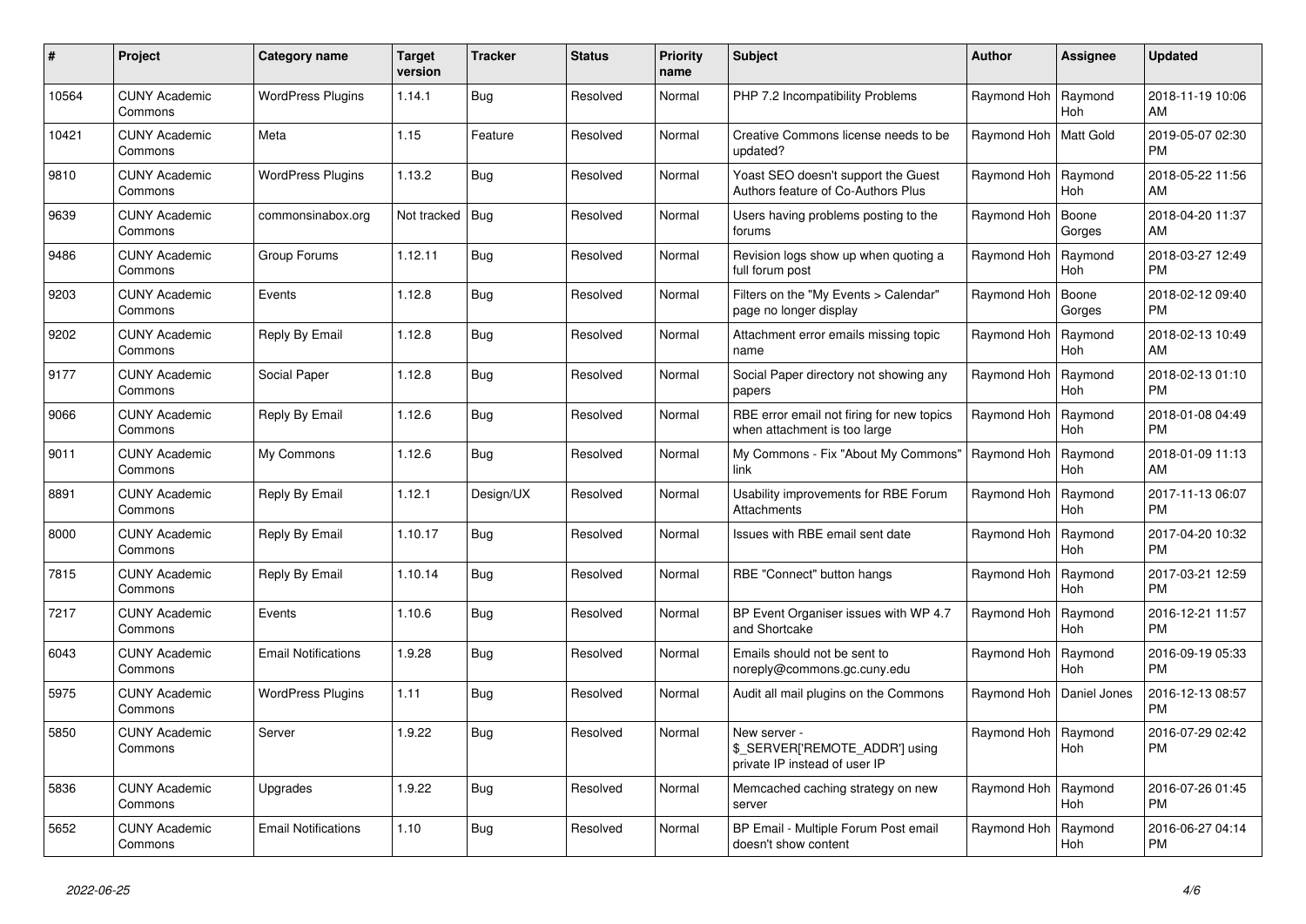| # | Project | Category name | Target version | Tracker | Status | Priority name | Subject | Author | Assignee | Updated |
|---|---|---|---|---|---|---|---|---|---|---|
| 10564 | CUNY Academic Commons | WordPress Plugins | 1.14.1 | Bug | Resolved | Normal | PHP 7.2 Incompatibility Problems | Raymond Hoh | Raymond Hoh | 2018-11-19 10:06 AM |
| 10421 | CUNY Academic Commons | Meta | 1.15 | Feature | Resolved | Normal | Creative Commons license needs to be updated? | Raymond Hoh | Matt Gold | 2019-05-07 02:30 PM |
| 9810 | CUNY Academic Commons | WordPress Plugins | 1.13.2 | Bug | Resolved | Normal | Yoast SEO doesn't support the Guest Authors feature of Co-Authors Plus | Raymond Hoh | Raymond Hoh | 2018-05-22 11:56 AM |
| 9639 | CUNY Academic Commons | commonsinabox.org | Not tracked | Bug | Resolved | Normal | Users having problems posting to the forums | Raymond Hoh | Boone Gorges | 2018-04-20 11:37 AM |
| 9486 | CUNY Academic Commons | Group Forums | 1.12.11 | Bug | Resolved | Normal | Revision logs show up when quoting a full forum post | Raymond Hoh | Raymond Hoh | 2018-03-27 12:49 PM |
| 9203 | CUNY Academic Commons | Events | 1.12.8 | Bug | Resolved | Normal | Filters on the "My Events > Calendar" page no longer display | Raymond Hoh | Boone Gorges | 2018-02-12 09:40 PM |
| 9202 | CUNY Academic Commons | Reply By Email | 1.12.8 | Bug | Resolved | Normal | Attachment error emails missing topic name | Raymond Hoh | Raymond Hoh | 2018-02-13 10:49 AM |
| 9177 | CUNY Academic Commons | Social Paper | 1.12.8 | Bug | Resolved | Normal | Social Paper directory not showing any papers | Raymond Hoh | Raymond Hoh | 2018-02-13 01:10 PM |
| 9066 | CUNY Academic Commons | Reply By Email | 1.12.6 | Bug | Resolved | Normal | RBE error email not firing for new topics when attachment is too large | Raymond Hoh | Raymond Hoh | 2018-01-08 04:49 PM |
| 9011 | CUNY Academic Commons | My Commons | 1.12.6 | Bug | Resolved | Normal | My Commons - Fix "About My Commons" link | Raymond Hoh | Raymond Hoh | 2018-01-09 11:13 AM |
| 8891 | CUNY Academic Commons | Reply By Email | 1.12.1 | Design/UX | Resolved | Normal | Usability improvements for RBE Forum Attachments | Raymond Hoh | Raymond Hoh | 2017-11-13 06:07 PM |
| 8000 | CUNY Academic Commons | Reply By Email | 1.10.17 | Bug | Resolved | Normal | Issues with RBE email sent date | Raymond Hoh | Raymond Hoh | 2017-04-20 10:32 PM |
| 7815 | CUNY Academic Commons | Reply By Email | 1.10.14 | Bug | Resolved | Normal | RBE "Connect" button hangs | Raymond Hoh | Raymond Hoh | 2017-03-21 12:59 PM |
| 7217 | CUNY Academic Commons | Events | 1.10.6 | Bug | Resolved | Normal | BP Event Organiser issues with WP 4.7 and Shortcake | Raymond Hoh | Raymond Hoh | 2016-12-21 11:57 PM |
| 6043 | CUNY Academic Commons | Email Notifications | 1.9.28 | Bug | Resolved | Normal | Emails should not be sent to noreply@commons.gc.cuny.edu | Raymond Hoh | Raymond Hoh | 2016-09-19 05:33 PM |
| 5975 | CUNY Academic Commons | WordPress Plugins | 1.11 | Bug | Resolved | Normal | Audit all mail plugins on the Commons | Raymond Hoh | Daniel Jones | 2016-12-13 08:57 PM |
| 5850 | CUNY Academic Commons | Server | 1.9.22 | Bug | Resolved | Normal | New server - $_SERVER['REMOTE_ADDR'] using private IP instead of user IP | Raymond Hoh | Raymond Hoh | 2016-07-29 02:42 PM |
| 5836 | CUNY Academic Commons | Upgrades | 1.9.22 | Bug | Resolved | Normal | Memcached caching strategy on new server | Raymond Hoh | Raymond Hoh | 2016-07-26 01:45 PM |
| 5652 | CUNY Academic Commons | Email Notifications | 1.10 | Bug | Resolved | Normal | BP Email - Multiple Forum Post email doesn't show content | Raymond Hoh | Raymond Hoh | 2016-06-27 04:14 PM |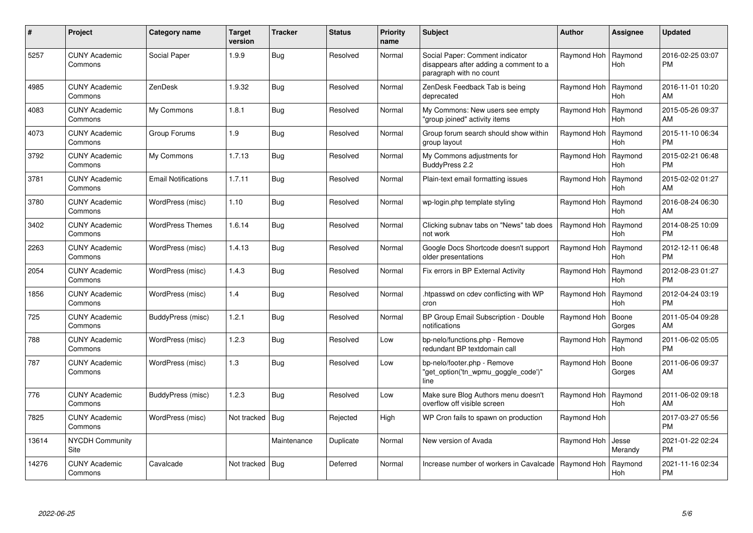| # | Project | Category name | Target version | Tracker | Status | Priority name | Subject | Author | Assignee | Updated |
|---|---|---|---|---|---|---|---|---|---|---|
| 5257 | CUNY Academic Commons | Social Paper | 1.9.9 | Bug | Resolved | Normal | Social Paper: Comment indicator disappears after adding a comment to a paragraph with no count | Raymond Hoh | Raymond Hoh | 2016-02-25 03:07 PM |
| 4985 | CUNY Academic Commons | ZenDesk | 1.9.32 | Bug | Resolved | Normal | ZenDesk Feedback Tab is being deprecated | Raymond Hoh | Raymond Hoh | 2016-11-01 10:20 AM |
| 4083 | CUNY Academic Commons | My Commons | 1.8.1 | Bug | Resolved | Normal | My Commons: New users see empty "group joined" activity items | Raymond Hoh | Raymond Hoh | 2015-05-26 09:37 AM |
| 4073 | CUNY Academic Commons | Group Forums | 1.9 | Bug | Resolved | Normal | Group forum search should show within group layout | Raymond Hoh | Raymond Hoh | 2015-11-10 06:34 PM |
| 3792 | CUNY Academic Commons | My Commons | 1.7.13 | Bug | Resolved | Normal | My Commons adjustments for BuddyPress 2.2 | Raymond Hoh | Raymond Hoh | 2015-02-21 06:48 PM |
| 3781 | CUNY Academic Commons | Email Notifications | 1.7.11 | Bug | Resolved | Normal | Plain-text email formatting issues | Raymond Hoh | Raymond Hoh | 2015-02-02 01:27 AM |
| 3780 | CUNY Academic Commons | WordPress (misc) | 1.10 | Bug | Resolved | Normal | wp-login.php template styling | Raymond Hoh | Raymond Hoh | 2016-08-24 06:30 AM |
| 3402 | CUNY Academic Commons | WordPress Themes | 1.6.14 | Bug | Resolved | Normal | Clicking subnav tabs on "News" tab does not work | Raymond Hoh | Raymond Hoh | 2014-08-25 10:09 PM |
| 2263 | CUNY Academic Commons | WordPress (misc) | 1.4.13 | Bug | Resolved | Normal | Google Docs Shortcode doesn't support older presentations | Raymond Hoh | Raymond Hoh | 2012-12-11 06:48 PM |
| 2054 | CUNY Academic Commons | WordPress (misc) | 1.4.3 | Bug | Resolved | Normal | Fix errors in BP External Activity | Raymond Hoh | Raymond Hoh | 2012-08-23 01:27 PM |
| 1856 | CUNY Academic Commons | WordPress (misc) | 1.4 | Bug | Resolved | Normal | .htpasswd on cdev conflicting with WP cron | Raymond Hoh | Raymond Hoh | 2012-04-24 03:19 PM |
| 725 | CUNY Academic Commons | BuddyPress (misc) | 1.2.1 | Bug | Resolved | Normal | BP Group Email Subscription - Double notifications | Raymond Hoh | Boone Gorges | 2011-05-04 09:28 AM |
| 788 | CUNY Academic Commons | WordPress (misc) | 1.2.3 | Bug | Resolved | Low | bp-nelo/functions.php - Remove redundant BP textdomain call | Raymond Hoh | Raymond Hoh | 2011-06-02 05:05 PM |
| 787 | CUNY Academic Commons | WordPress (misc) | 1.3 | Bug | Resolved | Low | bp-nelo/footer.php - Remove "get_option('tn_wpmu_goggle_code')" line | Raymond Hoh | Boone Gorges | 2011-06-06 09:37 AM |
| 776 | CUNY Academic Commons | BuddyPress (misc) | 1.2.3 | Bug | Resolved | Low | Make sure Blog Authors menu doesn't overflow off visible screen | Raymond Hoh | Raymond Hoh | 2011-06-02 09:18 AM |
| 7825 | CUNY Academic Commons | WordPress (misc) | Not tracked | Bug | Rejected | High | WP Cron fails to spawn on production | Raymond Hoh | | 2017-03-27 05:56 PM |
| 13614 | NYCDH Community Site | | | Maintenance | Duplicate | Normal | New version of Avada | Raymond Hoh | Jesse Merandy | 2021-01-22 02:24 PM |
| 14276 | CUNY Academic Commons | Cavalcade | Not tracked | Bug | Deferred | Normal | Increase number of workers in Cavalcade | Raymond Hoh | Raymond Hoh | 2021-11-16 02:34 PM |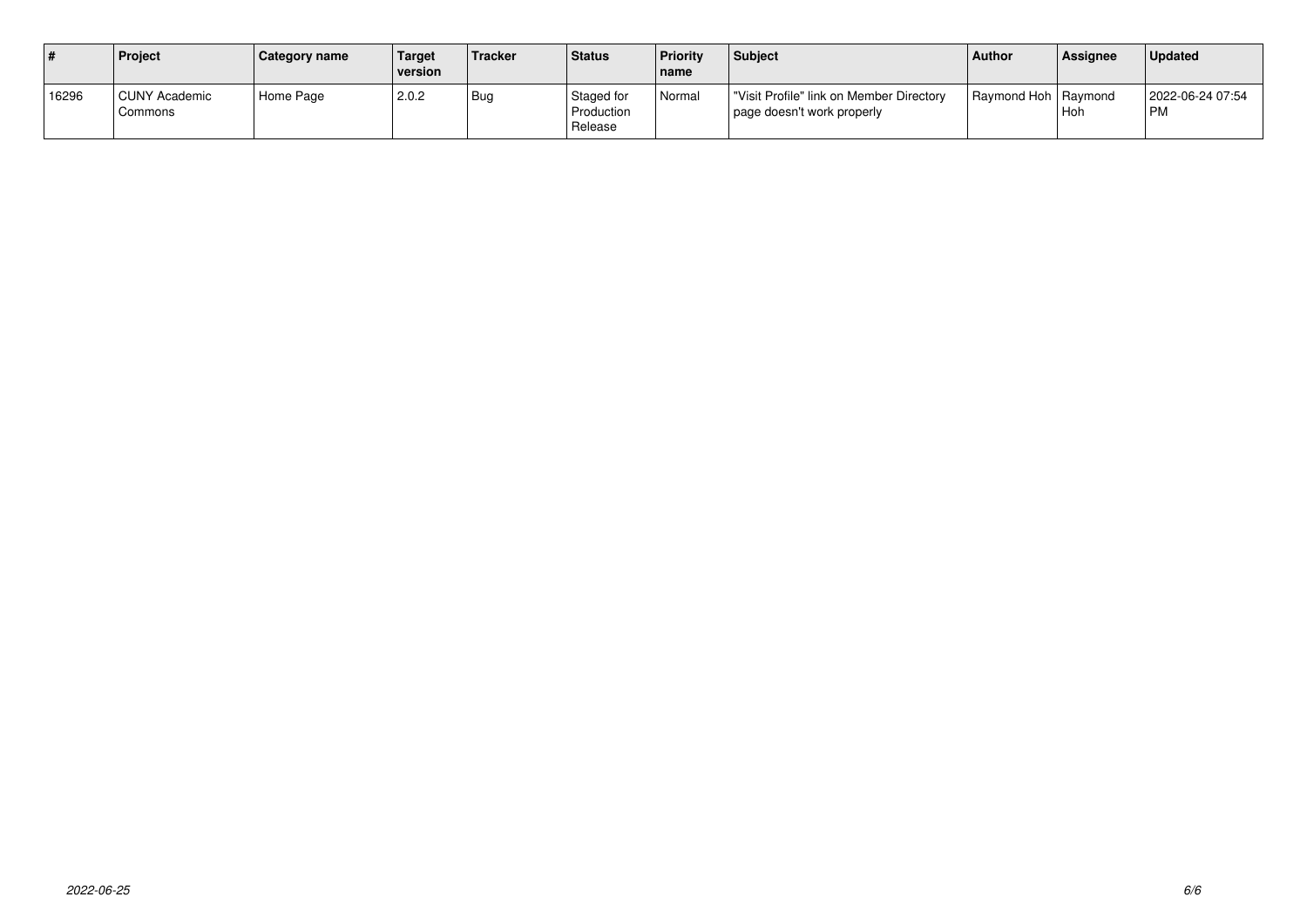| # | Project | Category name | Target version | Tracker | Status | Priority name | Subject | Author | Assignee | Updated |
|---|---|---|---|---|---|---|---|---|---|---|
| 16296 | CUNY Academic Commons | Home Page | 2.0.2 | Bug | Staged for Production Release | Normal | "Visit Profile" link on Member Directory page doesn't work properly | Raymond Hoh | Raymond Hoh | 2022-06-24 07:54 PM |